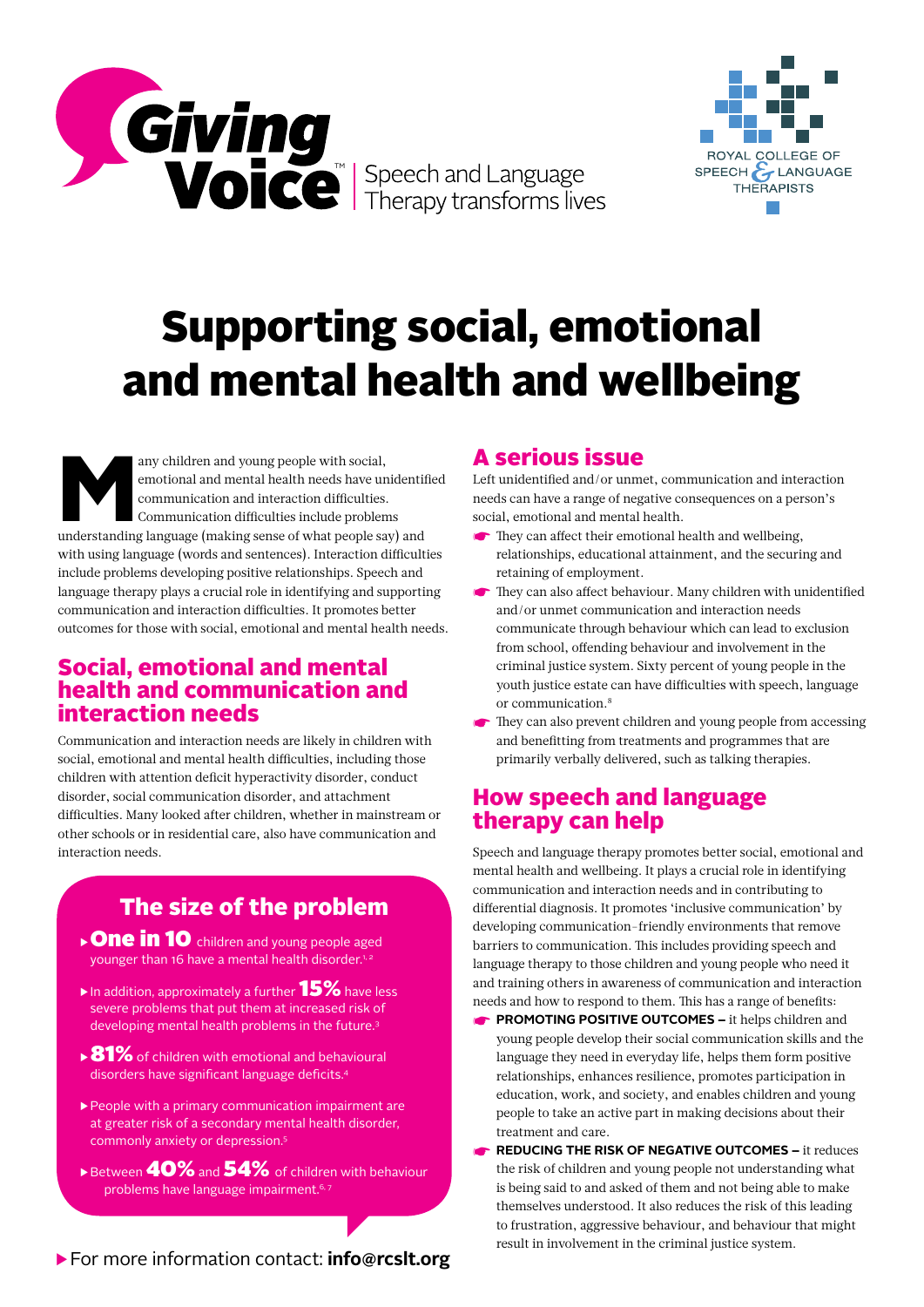Giving Voice™ Speech and Language Therapy transforms lives

ROYAL COLLEGE OF SPEECH & LANGUAGE THERAPISTS

# Supporting social, emotional and mental health and wellbeing

Many children and young people with social, emotional and mental health needs have unidentified communication and interaction difficulties. Communication difficulties include problems understanding language (making sense of what people say) and with using language (words and sentences). Interaction difficulties include problems developing positive relationships. Speech and language therapy plays a crucial role in identifying and supporting communication and interaction difficulties. It promotes better outcomes for those with social, emotional and mental health needs.

## Social, emotional and mental health and communication and interaction needs

Communication and interaction needs are likely in children with social, emotional and mental health difficulties, including those children with attention deficit hyperactivity disorder, conduct disorder, social communication disorder, and attachment difficulties. Many looked after children, whether in mainstream or other schools or in residential care, also have communication and interaction needs.

### The size of the problem

- **One in 10** children and young people aged younger than 16 have a mental health disorder.[1,2]
- In addition, approximately a further **15%** have less severe problems that put them at increased risk of developing mental health problems in the future.[3]
- **81%** of children with emotional and behavioural disorders have significant language deficits.[4]
- People with a primary communication impairment are at greater risk of a secondary mental health disorder, commonly anxiety or depression.[5]
- Between **40%** and **54%** of children with behaviour problems have language impairment.[6,7]

For more information contact: **info@rcslt.org**

## A serious issue

Left unidentified and/or unmet, communication and interaction needs can have a range of negative consequences on a person's social, emotional and mental health.

- They can affect their emotional health and wellbeing, relationships, educational attainment, and the securing and retaining of employment.
- They can also affect behaviour. Many children with unidentified and/or unmet communication and interaction needs communicate through behaviour which can lead to exclusion from school, offending behaviour and involvement in the criminal justice system. Sixty percent of young people in the youth justice estate can have difficulties with speech, language or communication.[8]
- They can also prevent children and young people from accessing and benefitting from treatments and programmes that are primarily verbally delivered, such as talking therapies.

## How speech and language therapy can help

Speech and language therapy promotes better social, emotional and mental health and wellbeing. It plays a crucial role in identifying communication and interaction needs and in contributing to differential diagnosis. It promotes 'inclusive communication' by developing communication-friendly environments that remove barriers to communication. This includes providing speech and language therapy to those children and young people who need it and training others in awareness of communication and interaction needs and how to respond to them. This has a range of benefits:

- **PROMOTING POSITIVE OUTCOMES –** it helps children and young people develop their social communication skills and the language they need in everyday life, helps them form positive relationships, enhances resilience, promotes participation in education, work, and society, and enables children and young people to take an active part in making decisions about their treatment and care.
- **REDUCING THE RISK OF NEGATIVE OUTCOMES –** it reduces the risk of children and young people not understanding what is being said to and asked of them and not being able to make themselves understood. It also reduces the risk of this leading to frustration, aggressive behaviour, and behaviour that might result in involvement in the criminal justice system.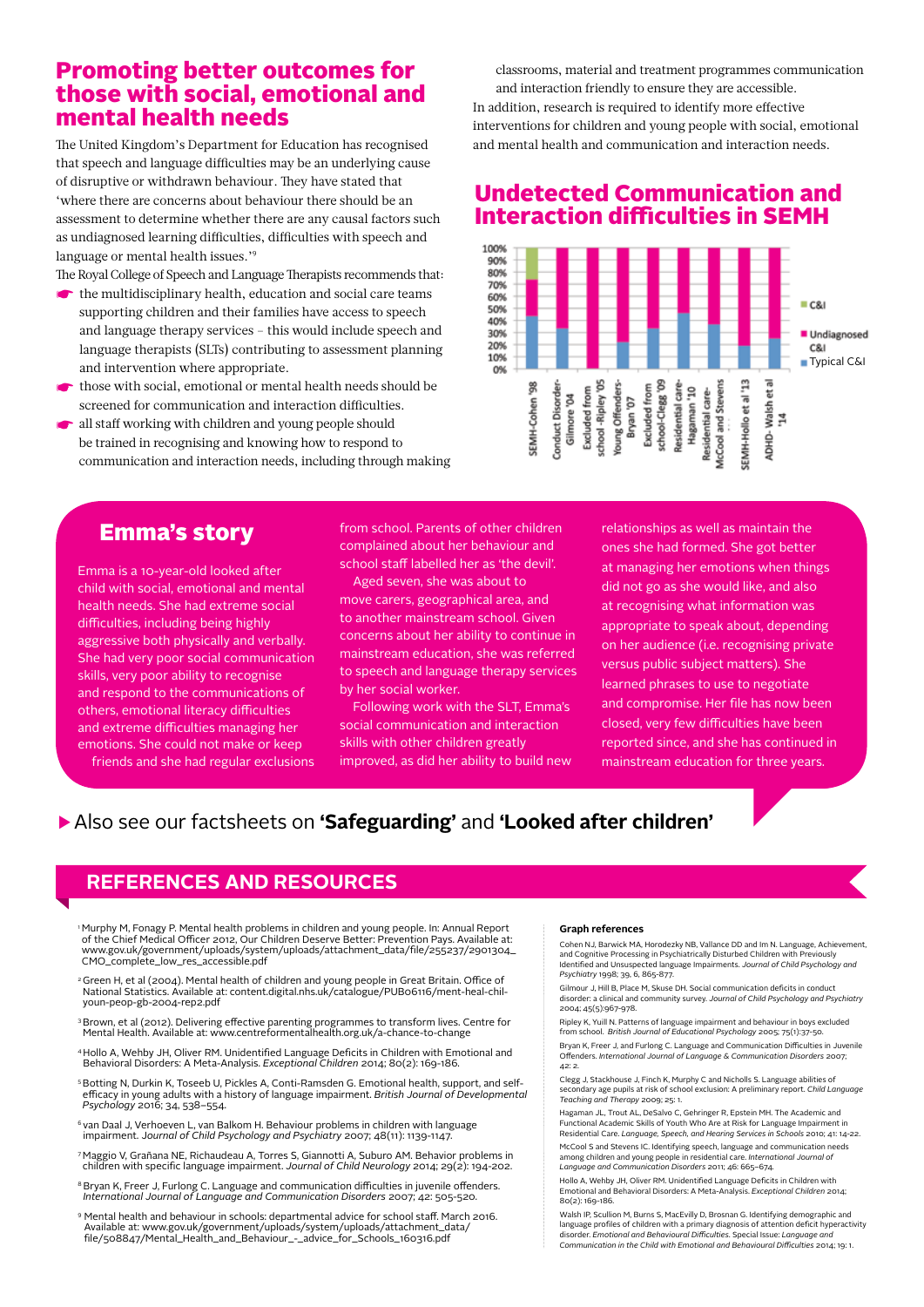## Promoting better outcomes for those with social, emotional and mental health needs

The United Kingdom's Department for Education has recognised that speech and language difficulties may be an underlying cause of disruptive or withdrawn behaviour. They have stated that 'where there are concerns about behaviour there should be an assessment to determine whether there are any causal factors such as undiagnosed learning difficulties, difficulties with speech and language or mental health issues.'[9]

The Royal College of Speech and Language Therapists recommends that:

- the multidisciplinary health, education and social care teams supporting children and their families have access to speech and language therapy services – this would include speech and language therapists (SLTs) contributing to assessment planning and intervention where appropriate.
- those with social, emotional or mental health needs should be screened for communication and interaction difficulties.
- all staff working with children and young people should be trained in recognising and knowing how to respond to communication and interaction needs, including through making classrooms, material and treatment programmes communication and interaction friendly to ensure they are accessible.

In addition, research is required to identify more effective interventions for children and young people with social, emotional and mental health and communication and interaction needs.

## Undetected Communication and Interaction difficulties in SEMH

100%
90%
80%
70%
60%
50%
40%
30%
20%
10%
0%

SEMH-Cohen '98
Conduct Disorder-Gilmore '04
Excluded from school -Ripley '05
Young Offenders-Bryan '07
Excluded from school-Clegg '09
Residential care-Hagaman '10
Residential care-McCool and Stevens
SEMH-Hollo et al '13
ADHD- Walsh et al '14

C&I
Undiagnosed C&I
Typical C&I

## Emma's story

Emma is a 10-year-old looked after child with social, emotional and mental health needs. She had extreme social difficulties, including being highly aggressive both physically and verbally. She had very poor social communication skills, very poor ability to recognise and respond to the communications of others, emotional literacy difficulties and extreme difficulties managing her emotions. She could not make or keep friends and she had regular exclusions from school. Parents of other children complained about her behaviour and school staff labelled her as 'the devil'.

Aged seven, she was about to move carers, geographical area, and to another mainstream school. Given concerns about her ability to continue in mainstream education, she was referred to speech and language therapy services by her social worker.

Following work with the SLT, Emma's social communication and interaction skills with other children greatly improved, as did her ability to build new relationships as well as maintain the ones she had formed. She got better at managing her emotions when things did not go as she would like, and also at recognising what information was appropriate to speak about, depending on her audience (i.e. recognising private versus public subject matters). She learned phrases to use to negotiate and compromise. Her file has now been closed, very few difficulties have been reported since, and she has continued in mainstream education for three years.

▶ Also see our factsheets on **'Safeguarding'** and **'Looked after children'**

## REFERENCES AND RESOURCES

1. Murphy M, Fonagy P. Mental health problems in children and young people. In: Annual Report of the Chief Medical Officer 2012, Our Children Deserve Better: Prevention Pays. Available at: www.gov.uk/government/uploads/system/uploads/attachment_data/file/255237/2901304_CMO_complete_low_res_accessible.pdf
2. Green H, et al (2004). Mental health of children and young people in Great Britain. Office of National Statistics. Available at: content.digital.nhs.uk/catalogue/PUB06116/ment-heal-chil-youn-peop-gb-2004-rep2.pdf
3. Brown, et al (2012). Delivering effective parenting programmes to transform lives. Centre for Mental Health. Available at: www.centreformentalhealth.org.uk/a-chance-to-change
4. Hollo A, Wehby JH, Oliver RM. Unidentified Language Deficits in Children with Emotional and Behavioral Disorders: A Meta-Analysis. *Exceptional Children* 2014; 80(2): 169-186.
5. Botting N, Durkin K, Toseeb U, Pickles A, Conti-Ramsden G. Emotional health, support, and self-efficacy in young adults with a history of language impairment. *British Journal of Developmental Psychology* 2016; 34, 538–554.
6. van Daal J, Verhoeven L, van Balkom H. Behaviour problems in children with language impairment. *Journal of Child Psychology and Psychiatry* 2007; 48(11): 1139-1147.
7. Maggio V, Grañana NE, Richaudeau A, Torres S, Giannotti A, Suburo AM. Behavior problems in children with specific language impairment. *Journal of Child Neurology* 2014; 29(2): 194-202.
8. Bryan K, Freer J, Furlong C. Language and communication difficulties in juvenile offenders. *International Journal of Language and Communication Disorders* 2007; 42: 505-520.
9. Mental health and behaviour in schools: departmental advice for school staff. March 2016. Available at: www.gov.uk/government/uploads/system/uploads/attachment_data/file/508847/Mental_Health_and_Behaviour_-_advice_for_Schools_160316.pdf

### Graph references

Cohen NJ, Barwick MA, Horodezky NB, Vallance DD and Im N. Language, Achievement, and Cognitive Processing in Psychiatrically Disturbed Children with Previously Identified and Unsuspected language Impairments. *Journal of Child Psychology and Psychiatry* 1998; 39, 6, 865-877.

Gilmour J, Hill B, Place M, Skuse DH. Social communication deficits in conduct disorder: a clinical and community survey. *Journal of Child Psychology and Psychiatry* 2004; 45(5):967-978.

Ripley K, Yuill N. Patterns of language impairment and behaviour in boys excluded from school. *British Journal of Educational Psychology* 2005; 75(1):37-50.

Bryan K, Freer J, and Furlong C. Language and Communication Difficulties in Juvenile Offenders. *International Journal of Language & Communication Disorders* 2007; 42: 2.

Clegg J, Stackhouse J, Finch K, Murphy C and Nicholls S. Language abilities of secondary age pupils at risk of school exclusion: A preliminary report. *Child Language Teaching and Therapy* 2009; 25: 1.

Hagaman JL, Trout AL, DeSalvo C, Gehringer R, Epstein MH. The Academic and Functional Academic Skills of Youth Who Are at Risk for Language Impairment in Residential Care. *Language, Speech, and Hearing Services in Schools* 2010; 41: 14-22.

McCool S and Stevens IC. Identifying speech, language and communication needs among children and young people in residential care. *International Journal of Language and Communication Disorders* 2011; 46: 665–674.

Hollo A, Wehby JH, Oliver RM. Unidentified Language Deficits in Children with Emotional and Behavioral Disorders: A Meta-Analysis. *Exceptional Children* 2014; 80(2): 169-186.

Walsh IP, Scullion M, Burns S, MacEvilly D, Brosnan G. Identifying demographic and language profiles of children with a primary diagnosis of attention deficit hyperactivity disorder. *Emotional and Behavioural Difficulties*. Special Issue: *Language and Communication in the Child with Emotional and Behavioural Difficulties* 2014; 19: 1.